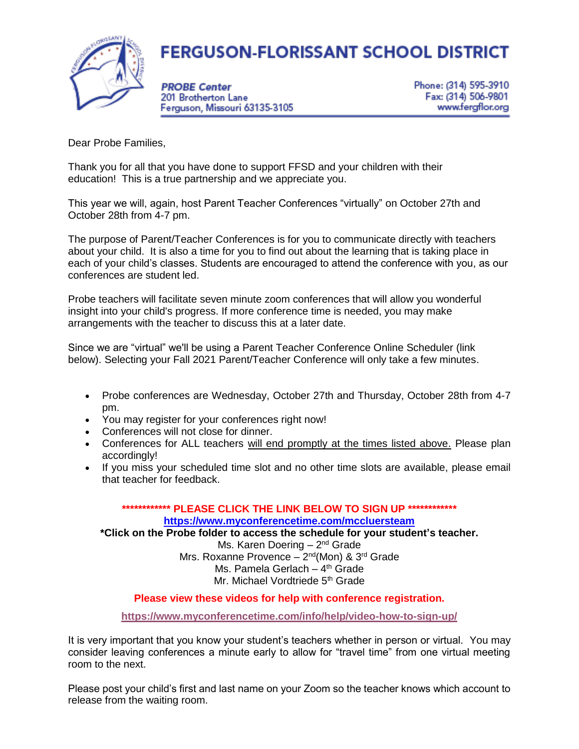# FERGUSON-FLORISSANT SCHOOL DISTRICT

***PROBE Center***
201 Brotherton Lane
Ferguson, Missouri 63135-3105

Phone: (314) 595-3910
Fax: (314) 506-9801
www.fergflor.org

Dear Probe Families,

Thank you for all that you have done to support FFSD and your children with their education! This is a true partnership and we appreciate you.

This year we will, again, host Parent Teacher Conferences "virtually" on October 27th and October 28th from 4-7 pm.

The purpose of Parent/Teacher Conferences is for you to communicate directly with teachers about your child. It is also a time for you to find out about the learning that is taking place in each of your child's classes. Students are encouraged to attend the conference with you, as our conferences are student led.

Probe teachers will facilitate seven minute zoom conferences that will allow you wonderful insight into your child's progress. If more conference time is needed, you may make arrangements with the teacher to discuss this at a later date.

Since we are "virtual" we'll be using a Parent Teacher Conference Online Scheduler (link below). Selecting your Fall 2021 Parent/Teacher Conference will only take a few minutes.

- Probe conferences are Wednesday, October 27th and Thursday, October 28th from 4-7 pm.
- You may register for your conferences right now!
- Conferences will not close for dinner.
- Conferences for ALL teachers will end promptly at the times listed above. Please plan accordingly!
- If you miss your scheduled time slot and no other time slots are available, please email that teacher for feedback.

**\*\*\*\*\*\*\*\*\*\*\*\* PLEASE CLICK THE LINK BELOW TO SIGN UP \*\*\*\*\*\*\*\*\*\*\*\***

**https://www.myconferencetime.com/mccluersteam**

**\*Click on the Probe folder to access the schedule for your student's teacher.**

Ms. Karen Doering – 2nd Grade
Mrs. Roxanne Provence – 2nd(Mon) & 3rd Grade
Ms. Pamela Gerlach – 4th Grade
Mr. Michael Vordtriede 5th Grade

**Please view these videos for help with conference registration.**

**https://www.myconferencetime.com/info/help/video-how-to-sign-up/**

It is very important that you know your student's teachers whether in person or virtual. You may consider leaving conferences a minute early to allow for "travel time" from one virtual meeting room to the next.

Please post your child's first and last name on your Zoom so the teacher knows which account to release from the waiting room.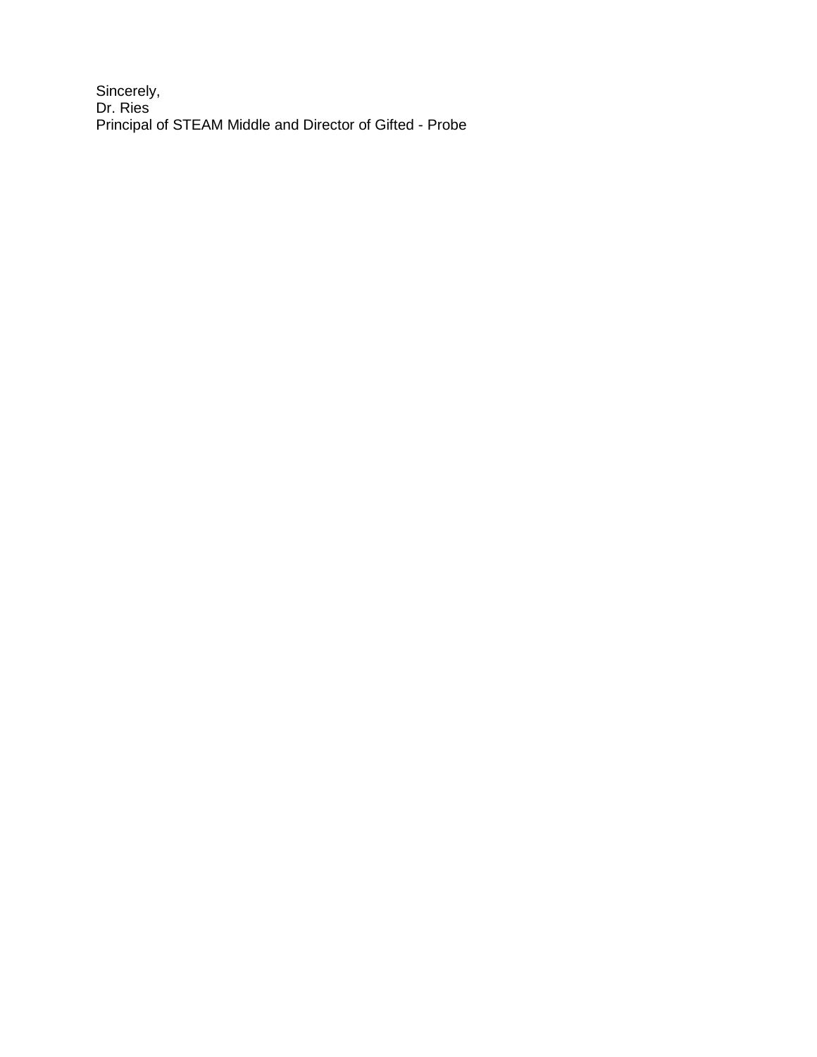Sincerely,
Dr. Ries
Principal of STEAM Middle and Director of Gifted - Probe